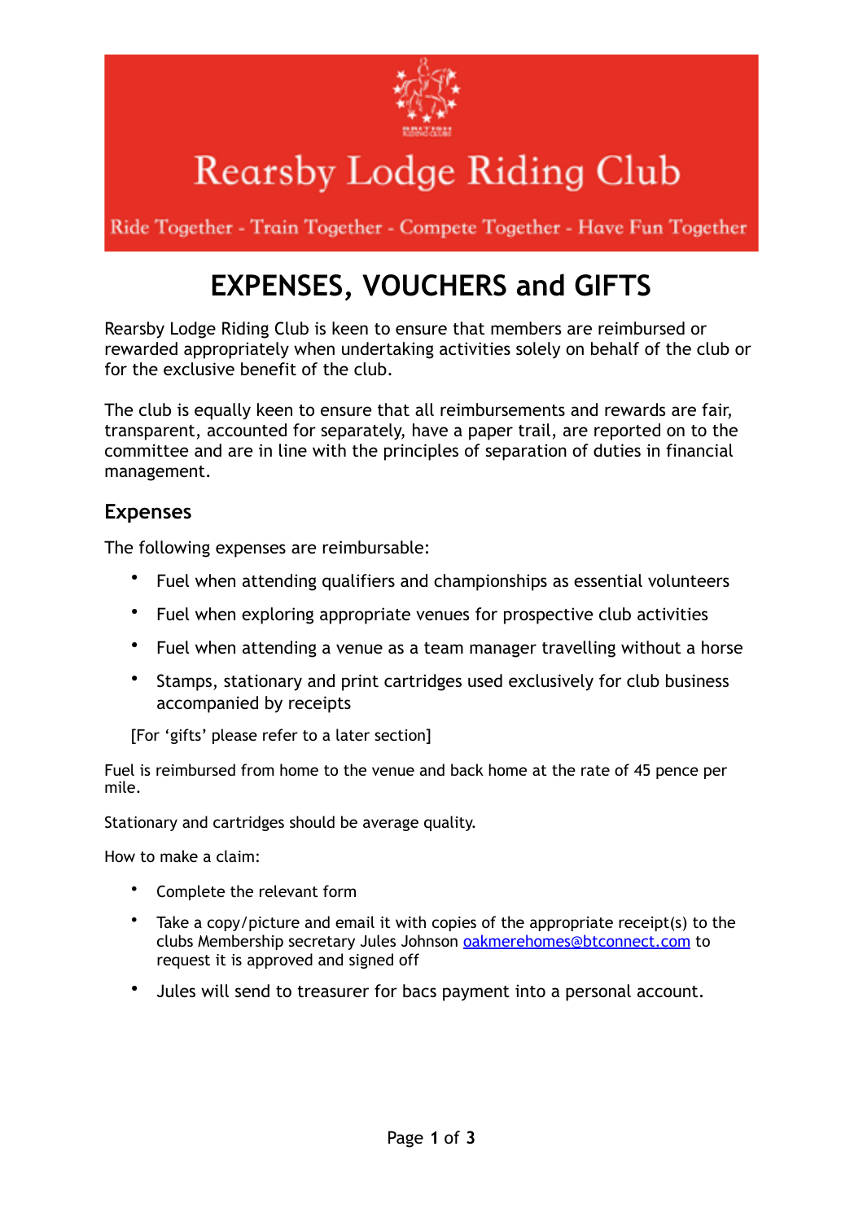# Rearsby Lodge Riding Club

Ride Together - Train Together - Compete Together - Have Fun Together

# EXPENSES, VOUCHERS and GIFTS

Rearsby Lodge Riding Club is keen to ensure that members are reimbursed or rewarded appropriately when undertaking activities solely on behalf of the club or for the exclusive benefit of the club.

The club is equally keen to ensure that all reimbursements and rewards are fair, transparent, accounted for separately, have a paper trail, are reported on to the committee and are in line with the principles of separation of duties in financial management.

## Expenses

The following expenses are reimbursable:

- Fuel when attending qualifiers and championships as essential volunteers
- Fuel when exploring appropriate venues for prospective club activities
- Fuel when attending a venue as a team manager travelling without a horse
- Stamps, stationary and print cartridges used exclusively for club business accompanied by receipts

[For 'gifts' please refer to a later section]

Fuel is reimbursed from home to the venue and back home at the rate of 45 pence per mile.

Stationary and cartridges should be average quality.

How to make a claim:

- Complete the relevant form
- Take a copy/picture and email it with copies of the appropriate receipt(s) to the clubs Membership secretary Jules Johnson oakmerehomes@btconnect.com to request it is approved and signed off
- Jules will send to treasurer for bacs payment into a personal account.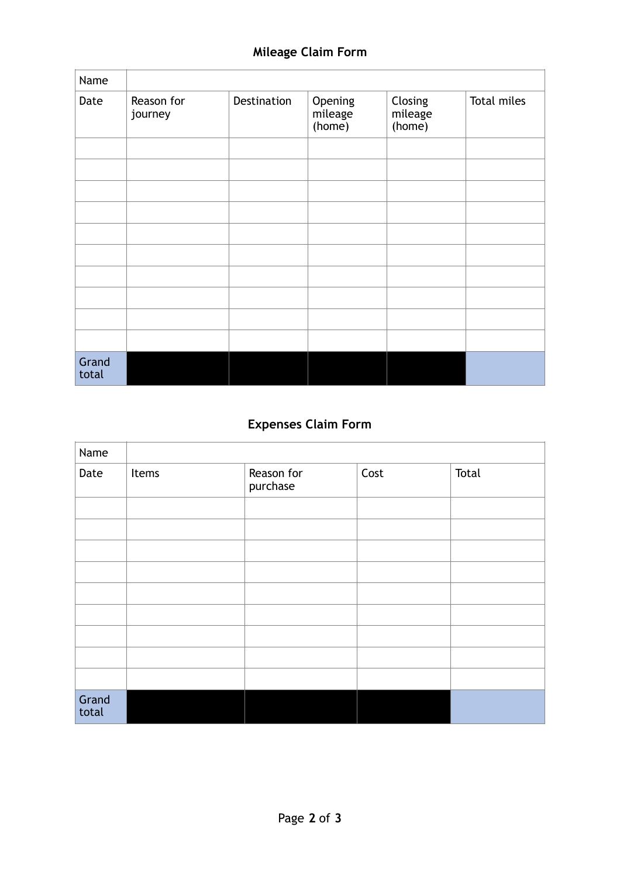## Mileage Claim Form

| Name | | | | | |
|---|---|---|---|---|---|
| Date | Reason for journey | Destination | Opening mileage (home) | Closing mileage (home) | Total miles |
| | | | | | |
| | | | | | |
| | | | | | |
| | | | | | |
| | | | | | |
| | | | | | |
| | | | | | |
| | | | | | |
| | | | | | |
| | | | | | |
| Grand total | | | | | |

## Expenses Claim Form

| Name | | | | |
|---|---|---|---|---|
| Date | Items | Reason for purchase | Cost | Total |
| | | | | |
| | | | | |
| | | | | |
| | | | | |
| | | | | |
| | | | | |
| | | | | |
| | | | | |
| | | | | |
| Grand total | | | | |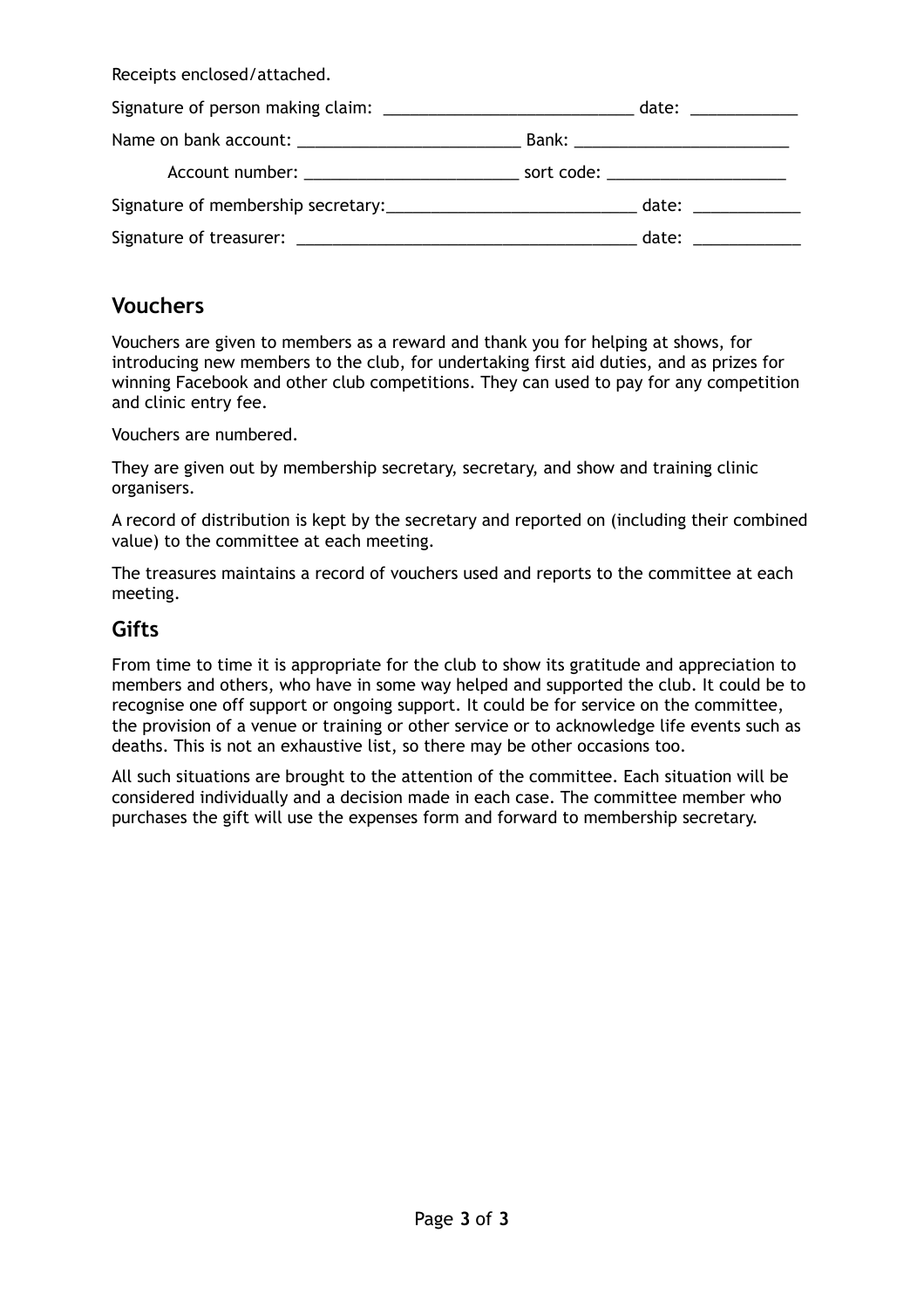Receipts enclosed/attached.

Signature of person making claim: ___________________________ date: ___________

Name on bank account: ________________________ Bank: ________________________

Account number: _______________________ sort code: ___________________

Signature of membership secretary:___________________________ date: ___________

Signature of treasurer: ____________________________________ date: ___________

## Vouchers

Vouchers are given to members as a reward and thank you for helping at shows, for introducing new members to the club, for undertaking first aid duties, and as prizes for winning Facebook and other club competitions. They can used to pay for any competition and clinic entry fee.

Vouchers are numbered.

They are given out by membership secretary, secretary, and show and training clinic organisers.

A record of distribution is kept by the secretary and reported on (including their combined value) to the committee at each meeting.

The treasures maintains a record of vouchers used and reports to the committee at each meeting.

## Gifts

From time to time it is appropriate for the club to show its gratitude and appreciation to members and others, who have in some way helped and supported the club. It could be to recognise one off support or ongoing support. It could be for service on the committee, the provision of a venue or training or other service or to acknowledge life events such as deaths. This is not an exhaustive list, so there may be other occasions too.

All such situations are brought to the attention of the committee. Each situation will be considered individually and a decision made in each case. The committee member who purchases the gift will use the expenses form and forward to membership secretary.